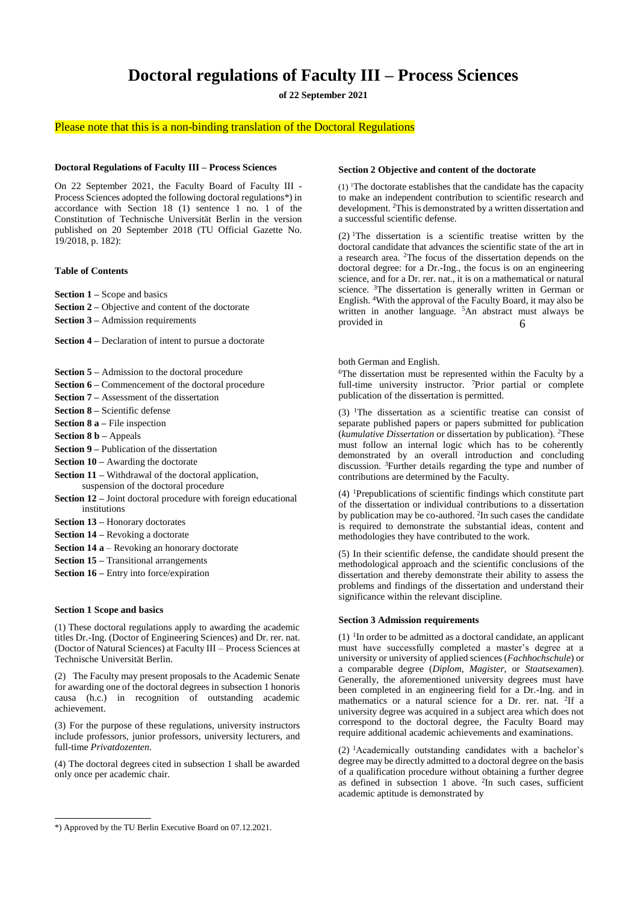# Doctoral regulations of Faculty III – Process Sciences

**of 22 September 2021**

Please note that this is a non-binding translation of the Doctoral Regulations

### Doctoral Regulations of Faculty III – Process Sciences

On 22 September 2021, the Faculty Board of Faculty III - Process Sciences adopted the following doctoral regulations*) in accordance with Section 18 (1) sentence 1 no. 1 of the Constitution of Technische Universität Berlin in the version published on 20 September 2018 (TU Official Gazette No. 19/2018, p. 182):

### Table of Contents

**Section 1 –** Scope and basics
**Section 2 –** Objective and content of the doctorate
**Section 3 –** Admission requirements
**Section 4 –** Declaration of intent to pursue a doctorate
**Section 5 –** Admission to the doctoral procedure
**Section 6 –** Commencement of the doctoral procedure
**Section 7 –** Assessment of the dissertation
**Section 8 –** Scientific defense
**Section 8 a –** File inspection
**Section 8 b –** Appeals
**Section 9 –** Publication of the dissertation
**Section 10 –** Awarding the doctorate
**Section 11 –** Withdrawal of the doctoral application, suspension of the doctoral procedure
**Section 12 –** Joint doctoral procedure with foreign educational institutions
**Section 13 –** Honorary doctorates
**Section 14 –** Revoking a doctorate
**Section 14 a** – Revoking an honorary doctorate
**Section 15 –** Transitional arrangements
**Section 16 –** Entry into force/expiration

### Section 1 Scope and basics

(1) These doctoral regulations apply to awarding the academic titles Dr.-Ing. (Doctor of Engineering Sciences) and Dr. rer. nat. (Doctor of Natural Sciences) at Faculty III – Process Sciences at Technische Universität Berlin.

(2) The Faculty may present proposals to the Academic Senate for awarding one of the doctoral degrees in subsection 1 honoris causa (h.c.) in recognition of outstanding academic achievement.

(3) For the purpose of these regulations, university instructors include professors, junior professors, university lecturers, and full-time *Privatdozenten*.

(4) The doctoral degrees cited in subsection 1 shall be awarded only once per academic chair.

### Section 2 Objective and content of the doctorate

(1) [1]The doctorate establishes that the candidate has the capacity to make an independent contribution to scientific research and development. [2]This is demonstrated by a written dissertation and a successful scientific defense.

(2) [1]The dissertation is a scientific treatise written by the doctoral candidate that advances the scientific state of the art in a research area. [2]The focus of the dissertation depends on the doctoral degree: for a Dr.-Ing., the focus is on an engineering science, and for a Dr. rer. nat., it is on a mathematical or natural science. [3]The dissertation is generally written in German or English. [4]With the approval of the Faculty Board, it may also be written in another language. [5]An abstract must always be provided in both German and English. [6]The dissertation must be represented within the Faculty by a full-time university instructor. [7]Prior partial or complete publication of the dissertation is permitted.

(3) [1]The dissertation as a scientific treatise can consist of separate published papers or papers submitted for publication (*kumulative Dissertation* or dissertation by publication). [2]These must follow an internal logic which has to be coherently demonstrated by an overall introduction and concluding discussion. [3]Further details regarding the type and number of contributions are determined by the Faculty.

(4) [1]Prepublications of scientific findings which constitute part of the dissertation or individual contributions to a dissertation by publication may be co-authored. [2]In such cases the candidate is required to demonstrate the substantial ideas, content and methodologies they have contributed to the work.

(5) In their scientific defense, the candidate should present the methodological approach and the scientific conclusions of the dissertation and thereby demonstrate their ability to assess the problems and findings of the dissertation and understand their significance within the relevant discipline.

### Section 3 Admission requirements

(1) [1]In order to be admitted as a doctoral candidate, an applicant must have successfully completed a master's degree at a university or university of applied sciences (*Fachhochschule*) or a comparable degree (*Diplom*, *Magister*, or *Staatsexamen*). Generally, the aforementioned university degrees must have been completed in an engineering field for a Dr.-Ing. and in mathematics or a natural science for a Dr. rer. nat. [2]If a university degree was acquired in a subject area which does not correspond to the doctoral degree, the Faculty Board may require additional academic achievements and examinations.

(2) [1]Academically outstanding candidates with a bachelor's degree may be directly admitted to a doctoral degree on the basis of a qualification procedure without obtaining a further degree as defined in subsection 1 above. [2]In such cases, sufficient academic aptitude is demonstrated by

---

*) Approved by the TU Berlin Executive Board on 07.12.2021.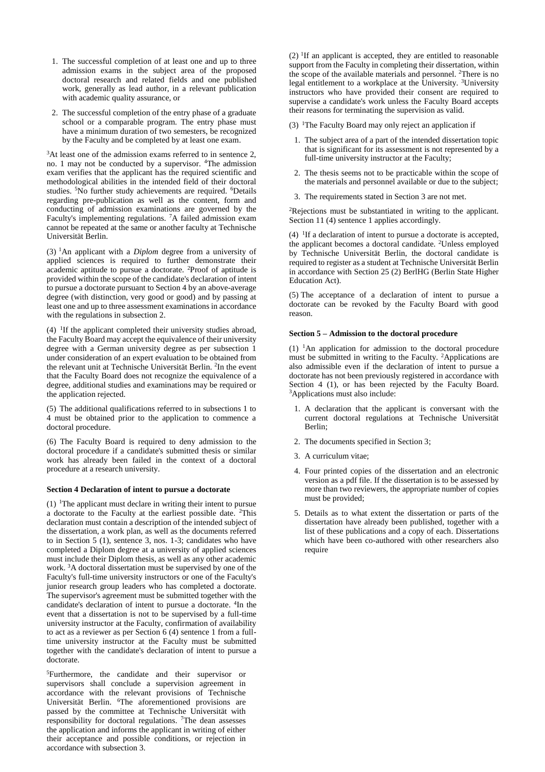1. The successful completion of at least one and up to three admission exams in the subject area of the proposed doctoral research and related fields and one published work, generally as lead author, in a relevant publication with academic quality assurance, or
2. The successful completion of the entry phase of a graduate school or a comparable program. The entry phase must have a minimum duration of two semesters, be recognized by the Faculty and be completed by at least one exam.

[3]At least one of the admission exams referred to in sentence 2, no. 1 may not be conducted by a supervisor. [4]The admission exam verifies that the applicant has the required scientific and methodological abilities in the intended field of their doctoral studies. [5]No further study achievements are required. [6]Details regarding pre-publication as well as the content, form and conducting of admission examinations are governed by the Faculty's implementing regulations. [7]A failed admission exam cannot be repeated at the same or another faculty at Technische Universität Berlin.

(3) [1]An applicant with a *Diplom* degree from a university of applied sciences is required to further demonstrate their academic aptitude to pursue a doctorate. [2]Proof of aptitude is provided within the scope of the candidate's declaration of intent to pursue a doctorate pursuant to Section 4 by an above-average degree (with distinction, very good or good) and by passing at least one and up to three assessment examinations in accordance with the regulations in subsection 2.

(4) [1]If the applicant completed their university studies abroad, the Faculty Board may accept the equivalence of their university degree with a German university degree as per subsection 1 under consideration of an expert evaluation to be obtained from the relevant unit at Technische Universität Berlin. [2]In the event that the Faculty Board does not recognize the equivalence of a degree, additional studies and examinations may be required or the application rejected.

(5) The additional qualifications referred to in subsections 1 to 4 must be obtained prior to the application to commence a doctoral procedure.

(6) The Faculty Board is required to deny admission to the doctoral procedure if a candidate's submitted thesis or similar work has already been failed in the context of a doctoral procedure at a research university.

**Section 4 Declaration of intent to pursue a doctorate**

(1) [1]The applicant must declare in writing their intent to pursue a doctorate to the Faculty at the earliest possible date. [2]This declaration must contain a description of the intended subject of the dissertation, a work plan, as well as the documents referred to in Section 5 (1), sentence 3, nos. 1-3; candidates who have completed a Diplom degree at a university of applied sciences must include their Diplom thesis, as well as any other academic work. [3]A doctoral dissertation must be supervised by one of the Faculty's full-time university instructors or one of the Faculty's junior research group leaders who has completed a doctorate. The supervisor's agreement must be submitted together with the candidate's declaration of intent to pursue a doctorate. [4]In the event that a dissertation is not to be supervised by a full-time university instructor at the Faculty, confirmation of availability to act as a reviewer as per Section 6 (4) sentence 1 from a full-time university instructor at the Faculty must be submitted together with the candidate's declaration of intent to pursue a doctorate.

[5]Furthermore, the candidate and their supervisor or supervisors shall conclude a supervision agreement in accordance with the relevant provisions of Technische Universität Berlin. [6]The aforementioned provisions are passed by the committee at Technische Universität with responsibility for doctoral regulations. [7]The dean assesses the application and informs the applicant in writing of either their acceptance and possible conditions, or rejection in accordance with subsection 3.

(2) [1]If an applicant is accepted, they are entitled to reasonable support from the Faculty in completing their dissertation, within the scope of the available materials and personnel. [2]There is no legal entitlement to a workplace at the University. [3]University instructors who have provided their consent are required to supervise a candidate's work unless the Faculty Board accepts their reasons for terminating the supervision as valid.

(3) [1]The Faculty Board may only reject an application if

1. The subject area of a part of the intended dissertation topic that is significant for its assessment is not represented by a full-time university instructor at the Faculty;
2. The thesis seems not to be practicable within the scope of the materials and personnel available or due to the subject;
3. The requirements stated in Section 3 are not met.

[2]Rejections must be substantiated in writing to the applicant. Section 11 (4) sentence 1 applies accordingly.

(4) [1]If a declaration of intent to pursue a doctorate is accepted, the applicant becomes a doctoral candidate. [2]Unless employed by Technische Universität Berlin, the doctoral candidate is required to register as a student at Technische Universität Berlin in accordance with Section 25 (2) BerlHG (Berlin State Higher Education Act).

(5) The acceptance of a declaration of intent to pursue a doctorate can be revoked by the Faculty Board with good reason.

**Section 5 – Admission to the doctoral procedure**

(1) [1]An application for admission to the doctoral procedure must be submitted in writing to the Faculty. [2]Applications are also admissible even if the declaration of intent to pursue a doctorate has not been previously registered in accordance with Section 4 (1), or has been rejected by the Faculty Board. [3]Applications must also include:

1. A declaration that the applicant is conversant with the current doctoral regulations at Technische Universität Berlin;
2. The documents specified in Section 3;
3. A curriculum vitae;
4. Four printed copies of the dissertation and an electronic version as a pdf file. If the dissertation is to be assessed by more than two reviewers, the appropriate number of copies must be provided;
5. Details as to what extent the dissertation or parts of the dissertation have already been published, together with a list of these publications and a copy of each. Dissertations which have been co-authored with other researchers also require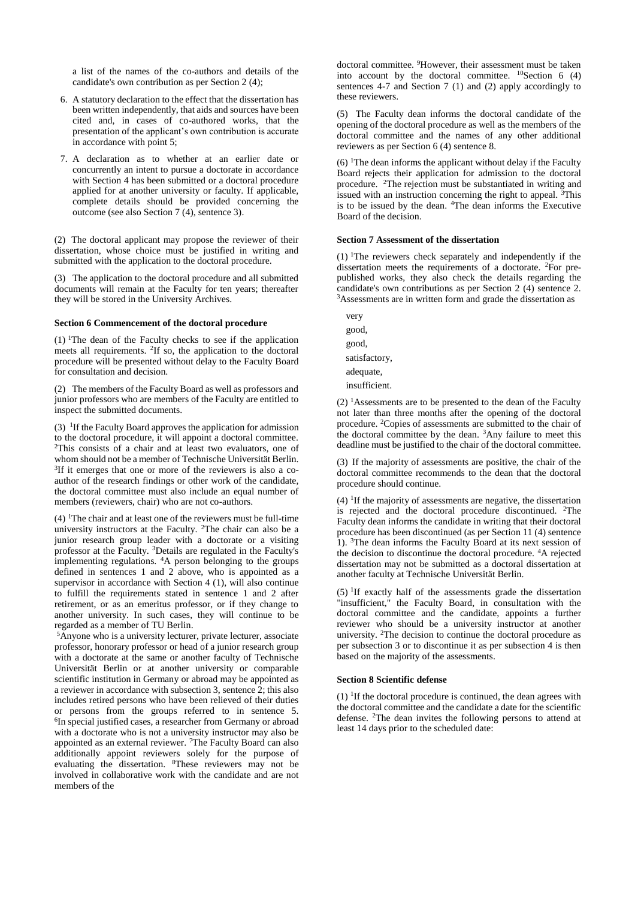a list of the names of the co-authors and details of the candidate's own contribution as per Section 2 (4);

6. A statutory declaration to the effect that the dissertation has been written independently, that aids and sources have been cited and, in cases of co-authored works, that the presentation of the applicant's own contribution is accurate in accordance with point 5;

7. A declaration as to whether at an earlier date or concurrently an intent to pursue a doctorate in accordance with Section 4 has been submitted or a doctoral procedure applied for at another university or faculty. If applicable, complete details should be provided concerning the outcome (see also Section 7 (4), sentence 3).

(2) The doctoral applicant may propose the reviewer of their dissertation, whose choice must be justified in writing and submitted with the application to the doctoral procedure.

(3) The application to the doctoral procedure and all submitted documents will remain at the Faculty for ten years; thereafter they will be stored in the University Archives.

**Section 6 Commencement of the doctoral procedure**

(1) [1]The dean of the Faculty checks to see if the application meets all requirements. [2]If so, the application to the doctoral procedure will be presented without delay to the Faculty Board for consultation and decision.

(2) The members of the Faculty Board as well as professors and junior professors who are members of the Faculty are entitled to inspect the submitted documents.

(3) [1]If the Faculty Board approves the application for admission to the doctoral procedure, it will appoint a doctoral committee. [2]This consists of a chair and at least two evaluators, one of whom should not be a member of Technische Universität Berlin. [3]If it emerges that one or more of the reviewers is also a co-author of the research findings or other work of the candidate, the doctoral committee must also include an equal number of members (reviewers, chair) who are not co-authors.

(4) [1]The chair and at least one of the reviewers must be full-time university instructors at the Faculty. [2]The chair can also be a junior research group leader with a doctorate or a visiting professor at the Faculty. [3]Details are regulated in the Faculty's implementing regulations. [4]A person belonging to the groups defined in sentences 1 and 2 above, who is appointed as a supervisor in accordance with Section 4 (1), will also continue to fulfill the requirements stated in sentence 1 and 2 after retirement, or as an emeritus professor, or if they change to another university. In such cases, they will continue to be regarded as a member of TU Berlin.
[5]Anyone who is a university lecturer, private lecturer, associate professor, honorary professor or head of a junior research group with a doctorate at the same or another faculty of Technische Universität Berlin or at another university or comparable scientific institution in Germany or abroad may be appointed as a reviewer in accordance with subsection 3, sentence 2; this also includes retired persons who have been relieved of their duties or persons from the groups referred to in sentence 5. [6]In special justified cases, a researcher from Germany or abroad with a doctorate who is not a university instructor may also be appointed as an external reviewer. [7]The Faculty Board can also additionally appoint reviewers solely for the purpose of evaluating the dissertation. [8]These reviewers may not be involved in collaborative work with the candidate and are not members of the doctoral committee. [9]However, their assessment must be taken into account by the doctoral committee. [10]Section 6 (4) sentences 4-7 and Section 7 (1) and (2) apply accordingly to these reviewers.

(5) The Faculty dean informs the doctoral candidate of the opening of the doctoral procedure as well as the members of the doctoral committee and the names of any other additional reviewers as per Section 6 (4) sentence 8.

(6) [1]The dean informs the applicant without delay if the Faculty Board rejects their application for admission to the doctoral procedure. [2]The rejection must be substantiated in writing and issued with an instruction concerning the right to appeal. [3]This is to be issued by the dean. [4]The dean informs the Executive Board of the decision.

**Section 7 Assessment of the dissertation**

(1) [1]The reviewers check separately and independently if the dissertation meets the requirements of a doctorate. [2]For pre-published works, they also check the details regarding the candidate's own contributions as per Section 2 (4) sentence 2. [3]Assessments are in written form and grade the dissertation as

very good,
good,
satisfactory,
adequate,
insufficient.

(2) [1]Assessments are to be presented to the dean of the Faculty not later than three months after the opening of the doctoral procedure. [2]Copies of assessments are submitted to the chair of the doctoral committee by the dean. [3]Any failure to meet this deadline must be justified to the chair of the doctoral committee.

(3) If the majority of assessments are positive, the chair of the doctoral committee recommends to the dean that the doctoral procedure should continue.

(4) [1]If the majority of assessments are negative, the dissertation is rejected and the doctoral procedure discontinued. [2]The Faculty dean informs the candidate in writing that their doctoral procedure has been discontinued (as per Section 11 (4) sentence 1). [3]The dean informs the Faculty Board at its next session of the decision to discontinue the doctoral procedure. [4]A rejected dissertation may not be submitted as a doctoral dissertation at another faculty at Technische Universität Berlin.

(5) [1]If exactly half of the assessments grade the dissertation "insufficient," the Faculty Board, in consultation with the doctoral committee and the candidate, appoints a further reviewer who should be a university instructor at another university. [2]The decision to continue the doctoral procedure as per subsection 3 or to discontinue it as per subsection 4 is then based on the majority of the assessments.

**Section 8 Scientific defense**

(1) [1]If the doctoral procedure is continued, the dean agrees with the doctoral committee and the candidate a date for the scientific defense. [2]The dean invites the following persons to attend at least 14 days prior to the scheduled date: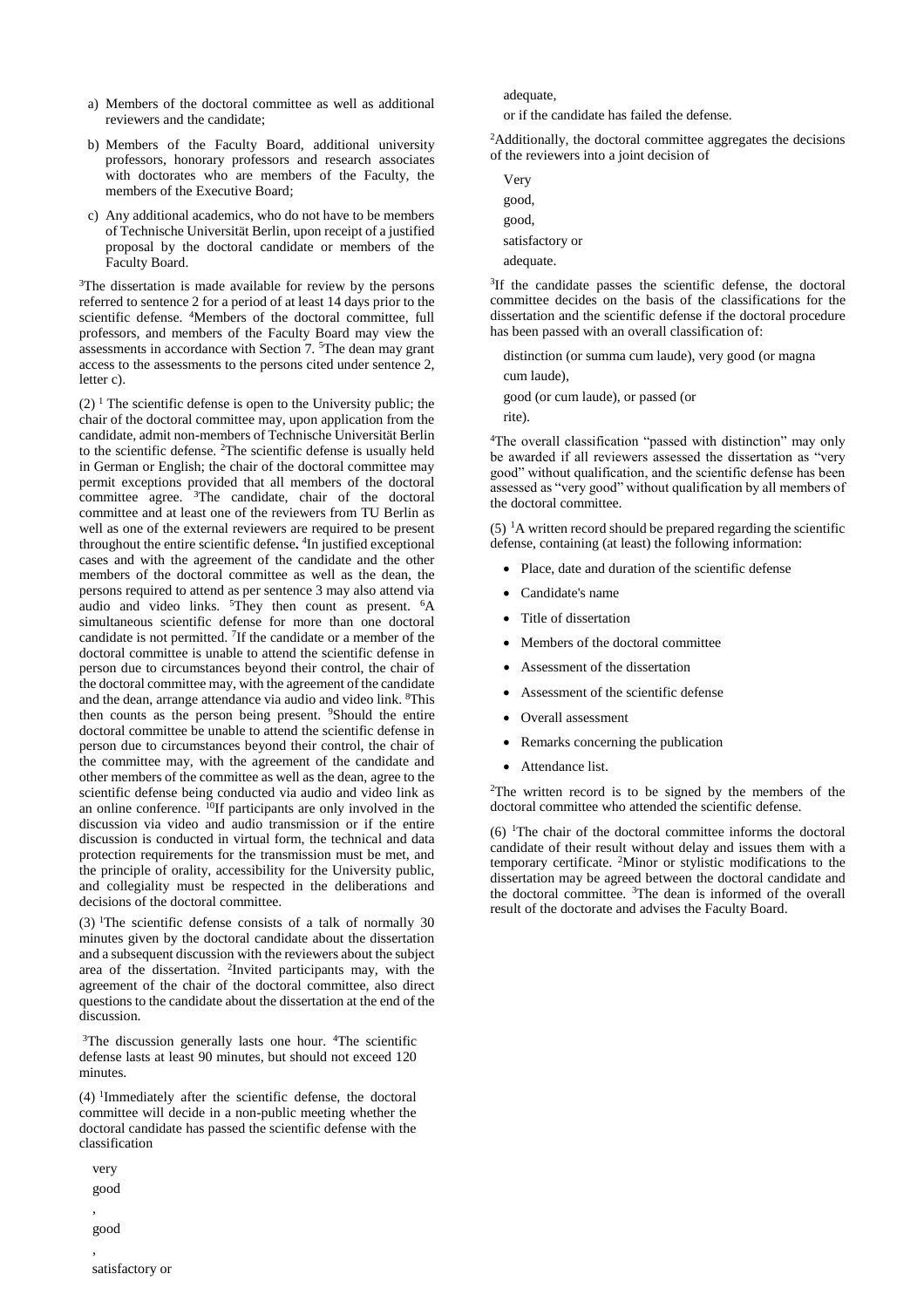a) Members of the doctoral committee as well as additional reviewers and the candidate;

b) Members of the Faculty Board, additional university professors, honorary professors and research associates with doctorates who are members of the Faculty, the members of the Executive Board;

c) Any additional academics, who do not have to be members of Technische Universität Berlin, upon receipt of a justified proposal by the doctoral candidate or members of the Faculty Board.

[3]The dissertation is made available for review by the persons referred to sentence 2 for a period of at least 14 days prior to the scientific defense. [4]Members of the doctoral committee, full professors, and members of the Faculty Board may view the assessments in accordance with Section 7. [5]The dean may grant access to the assessments to the persons cited under sentence 2, letter c).

(2) [1] The scientific defense is open to the University public; the chair of the doctoral committee may, upon application from the candidate, admit non-members of Technische Universität Berlin to the scientific defense. [2]The scientific defense is usually held in German or English; the chair of the doctoral committee may permit exceptions provided that all members of the doctoral committee agree. [3]The candidate, chair of the doctoral committee and at least one of the reviewers from TU Berlin as well as one of the external reviewers are required to be present throughout the entire scientific defense**.** [4]In justified exceptional cases and with the agreement of the candidate and the other members of the doctoral committee as well as the dean, the persons required to attend as per sentence 3 may also attend via audio and video links. [5]They then count as present. [6]A simultaneous scientific defense for more than one doctoral candidate is not permitted. [7]If the candidate or a member of the doctoral committee is unable to attend the scientific defense in person due to circumstances beyond their control, the chair of the doctoral committee may, with the agreement of the candidate and the dean, arrange attendance via audio and video link. [8]This then counts as the person being present. [9]Should the entire doctoral committee be unable to attend the scientific defense in person due to circumstances beyond their control, the chair of the committee may, with the agreement of the candidate and other members of the committee as well as the dean, agree to the scientific defense being conducted via audio and video link as an online conference. [10]If participants are only involved in the discussion via video and audio transmission or if the entire discussion is conducted in virtual form, the technical and data protection requirements for the transmission must be met, and the principle of orality, accessibility for the University public, and collegiality must be respected in the deliberations and decisions of the doctoral committee.

(3) [1]The scientific defense consists of a talk of normally 30 minutes given by the doctoral candidate about the dissertation and a subsequent discussion with the reviewers about the subject area of the dissertation. [2]Invited participants may, with the agreement of the chair of the doctoral committee, also direct questions to the candidate about the dissertation at the end of the discussion.

[3]The discussion generally lasts one hour. [4]The scientific defense lasts at least 90 minutes, but should not exceed 120 minutes.

(4) [1]Immediately after the scientific defense, the doctoral committee will decide in a non-public meeting whether the doctoral candidate has passed the scientific defense with the classification

very good, good, satisfactory or adequate,

or if the candidate has failed the defense.

[2]Additionally, the doctoral committee aggregates the decisions of the reviewers into a joint decision of

Very good, good, satisfactory or adequate.

[3]If the candidate passes the scientific defense, the doctoral committee decides on the basis of the classifications for the dissertation and the scientific defense if the doctoral procedure has been passed with an overall classification of:

distinction (or summa cum laude), very good (or magna cum laude), good (or cum laude), or passed (or rite).

[4]The overall classification "passed with distinction" may only be awarded if all reviewers assessed the dissertation as "very good" without qualification, and the scientific defense has been assessed as "very good" without qualification by all members of the doctoral committee.

(5) [1]A written record should be prepared regarding the scientific defense, containing (at least) the following information:

- Place, date and duration of the scientific defense
- Candidate's name
- Title of dissertation
- Members of the doctoral committee
- Assessment of the dissertation
- Assessment of the scientific defense
- Overall assessment
- Remarks concerning the publication
- Attendance list.

[2]The written record is to be signed by the members of the doctoral committee who attended the scientific defense.

(6) [1]The chair of the doctoral committee informs the doctoral candidate of their result without delay and issues them with a temporary certificate. [2]Minor or stylistic modifications to the dissertation may be agreed between the doctoral candidate and the doctoral committee. [3]The dean is informed of the overall result of the doctorate and advises the Faculty Board.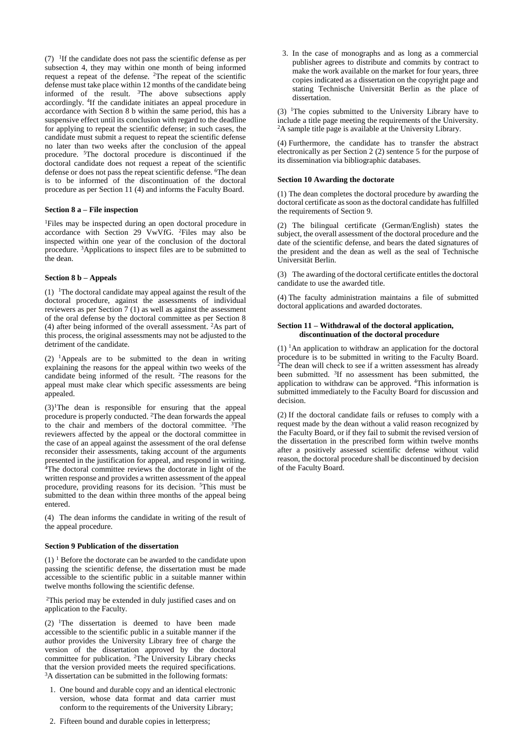(7) [1]If the candidate does not pass the scientific defense as per subsection 4, they may within one month of being informed request a repeat of the defense. [2]The repeat of the scientific defense must take place within 12 months of the candidate being informed of the result. [3]The above subsections apply accordingly. [4]If the candidate initiates an appeal procedure in accordance with Section 8 b within the same period, this has a suspensive effect until its conclusion with regard to the deadline for applying to repeat the scientific defense; in such cases, the candidate must submit a request to repeat the scientific defense no later than two weeks after the conclusion of the appeal procedure. [5]The doctoral procedure is discontinued if the doctoral candidate does not request a repeat of the scientific defense or does not pass the repeat scientific defense. [6]The dean is to be informed of the discontinuation of the doctoral procedure as per Section 11 (4) and informs the Faculty Board.

#### Section 8 a – File inspection

[1]Files may be inspected during an open doctoral procedure in accordance with Section 29 VwVfG. [2]Files may also be inspected within one year of the conclusion of the doctoral procedure. [3]Applications to inspect files are to be submitted to the dean.

#### Section 8 b – Appeals

(1) [1]The doctoral candidate may appeal against the result of the doctoral procedure, against the assessments of individual reviewers as per Section 7 (1) as well as against the assessment of the oral defense by the doctoral committee as per Section 8 (4) after being informed of the overall assessment. [2]As part of this process, the original assessments may not be adjusted to the detriment of the candidate.

(2) [1]Appeals are to be submitted to the dean in writing explaining the reasons for the appeal within two weeks of the candidate being informed of the result. [2]The reasons for the appeal must make clear which specific assessments are being appealed.

(3)[1]The dean is responsible for ensuring that the appeal procedure is properly conducted. [2]The dean forwards the appeal to the chair and members of the doctoral committee. [3]The reviewers affected by the appeal or the doctoral committee in the case of an appeal against the assessment of the oral defense reconsider their assessments, taking account of the arguments presented in the justification for appeal, and respond in writing. [4]The doctoral committee reviews the doctorate in light of the written response and provides a written assessment of the appeal procedure, providing reasons for its decision. [5]This must be submitted to the dean within three months of the appeal being entered.

(4) The dean informs the candidate in writing of the result of the appeal procedure.

#### Section 9 Publication of the dissertation

(1) [1] Before the doctorate can be awarded to the candidate upon passing the scientific defense, the dissertation must be made accessible to the scientific public in a suitable manner within twelve months following the scientific defense.

[2]This period may be extended in duly justified cases and on application to the Faculty.

(2) [1]The dissertation is deemed to have been made accessible to the scientific public in a suitable manner if the author provides the University Library free of charge the version of the dissertation approved by the doctoral committee for publication. [2]The University Library checks that the version provided meets the required specifications. [3]A dissertation can be submitted in the following formats:

1. One bound and durable copy and an identical electronic version, whose data format and data carrier must conform to the requirements of the University Library;
2. Fifteen bound and durable copies in letterpress;
3. In the case of monographs and as long as a commercial publisher agrees to distribute and commits by contract to make the work available on the market for four years, three copies indicated as a dissertation on the copyright page and stating Technische Universität Berlin as the place of dissertation.

(3) [1]The copies submitted to the University Library have to include a title page meeting the requirements of the University. [2]A sample title page is available at the University Library.

(4) Furthermore, the candidate has to transfer the abstract electronically as per Section 2 (2) sentence 5 for the purpose of its dissemination via bibliographic databases.

#### Section 10 Awarding the doctorate

(1) The dean completes the doctoral procedure by awarding the doctoral certificate as soon as the doctoral candidate has fulfilled the requirements of Section 9.

(2) The bilingual certificate (German/English) states the subject, the overall assessment of the doctoral procedure and the date of the scientific defense, and bears the dated signatures of the president and the dean as well as the seal of Technische Universität Berlin.

(3) The awarding of the doctoral certificate entitles the doctoral candidate to use the awarded title.

(4) The faculty administration maintains a file of submitted doctoral applications and awarded doctorates.

#### Section 11 – Withdrawal of the doctoral application, discontinuation of the doctoral procedure

(1) [1]An application to withdraw an application for the doctoral procedure is to be submitted in writing to the Faculty Board. [2]The dean will check to see if a written assessment has already been submitted. [3]If no assessment has been submitted, the application to withdraw can be approved. [4]This information is submitted immediately to the Faculty Board for discussion and decision.

(2) If the doctoral candidate fails or refuses to comply with a request made by the dean without a valid reason recognized by the Faculty Board, or if they fail to submit the revised version of the dissertation in the prescribed form within twelve months after a positively assessed scientific defense without valid reason, the doctoral procedure shall be discontinued by decision of the Faculty Board.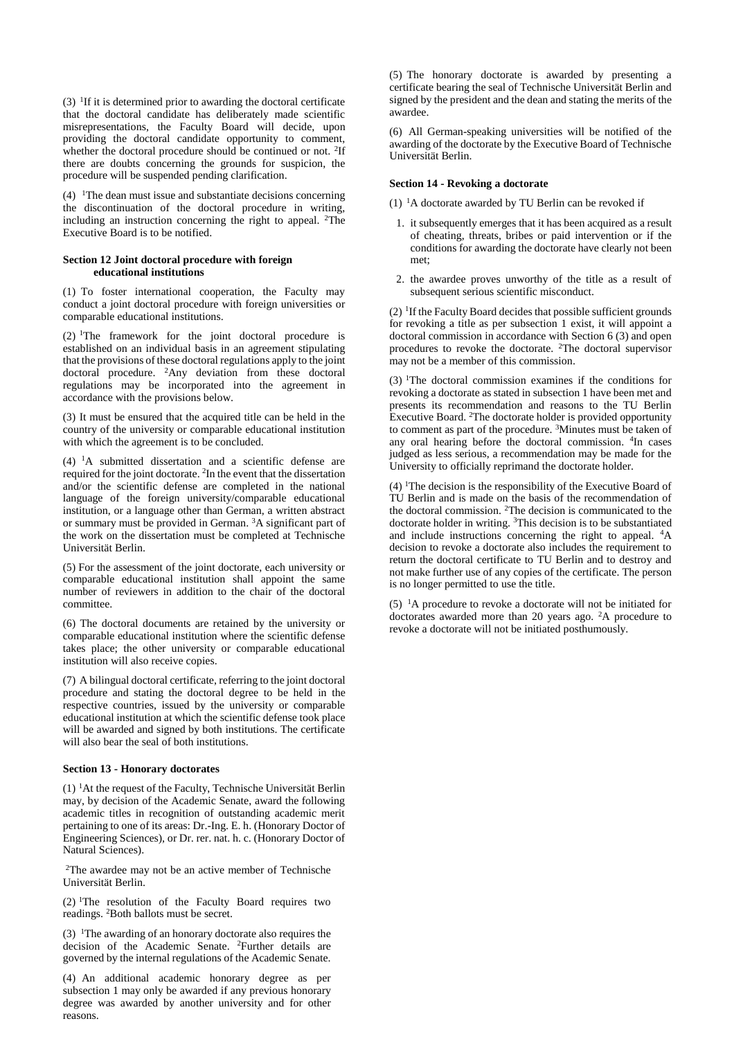(3) [1]If it is determined prior to awarding the doctoral certificate that the doctoral candidate has deliberately made scientific misrepresentations, the Faculty Board will decide, upon providing the doctoral candidate opportunity to comment, whether the doctoral procedure should be continued or not. [2]If there are doubts concerning the grounds for suspicion, the procedure will be suspended pending clarification.

(4) [1]The dean must issue and substantiate decisions concerning the discontinuation of the doctoral procedure in writing, including an instruction concerning the right to appeal. [2]The Executive Board is to be notified.

#### Section 12 Joint doctoral procedure with foreign educational institutions

(1) To foster international cooperation, the Faculty may conduct a joint doctoral procedure with foreign universities or comparable educational institutions.

(2) [1]The framework for the joint doctoral procedure is established on an individual basis in an agreement stipulating that the provisions of these doctoral regulations apply to the joint doctoral procedure. [2]Any deviation from these doctoral regulations may be incorporated into the agreement in accordance with the provisions below.

(3) It must be ensured that the acquired title can be held in the country of the university or comparable educational institution with which the agreement is to be concluded.

(4) [1]A submitted dissertation and a scientific defense are required for the joint doctorate. [2]In the event that the dissertation and/or the scientific defense are completed in the national language of the foreign university/comparable educational institution, or a language other than German, a written abstract or summary must be provided in German. [3]A significant part of the work on the dissertation must be completed at Technische Universität Berlin.

(5) For the assessment of the joint doctorate, each university or comparable educational institution shall appoint the same number of reviewers in addition to the chair of the doctoral committee.

(6) The doctoral documents are retained by the university or comparable educational institution where the scientific defense takes place; the other university or comparable educational institution will also receive copies.

(7) A bilingual doctoral certificate, referring to the joint doctoral procedure and stating the doctoral degree to be held in the respective countries, issued by the university or comparable educational institution at which the scientific defense took place will be awarded and signed by both institutions. The certificate will also bear the seal of both institutions.

#### Section 13 - Honorary doctorates

(1) [1]At the request of the Faculty, Technische Universität Berlin may, by decision of the Academic Senate, award the following academic titles in recognition of outstanding academic merit pertaining to one of its areas: Dr.-Ing. E. h. (Honorary Doctor of Engineering Sciences), or Dr. rer. nat. h. c. (Honorary Doctor of Natural Sciences).

[2]The awardee may not be an active member of Technische Universität Berlin.

(2) [1]The resolution of the Faculty Board requires two readings. [2]Both ballots must be secret.

(3) [1]The awarding of an honorary doctorate also requires the decision of the Academic Senate. [2]Further details are governed by the internal regulations of the Academic Senate.

(4) An additional academic honorary degree as per subsection 1 may only be awarded if any previous honorary degree was awarded by another university and for other reasons.

(5) The honorary doctorate is awarded by presenting a certificate bearing the seal of Technische Universität Berlin and signed by the president and the dean and stating the merits of the awardee.

(6) All German-speaking universities will be notified of the awarding of the doctorate by the Executive Board of Technische Universität Berlin.

#### Section 14 - Revoking a doctorate

(1) [1]A doctorate awarded by TU Berlin can be revoked if

1. it subsequently emerges that it has been acquired as a result of cheating, threats, bribes or paid intervention or if the conditions for awarding the doctorate have clearly not been met;
2. the awardee proves unworthy of the title as a result of subsequent serious scientific misconduct.

(2) [1]If the Faculty Board decides that possible sufficient grounds for revoking a title as per subsection 1 exist, it will appoint a doctoral commission in accordance with Section 6 (3) and open procedures to revoke the doctorate. [2]The doctoral supervisor may not be a member of this commission.

(3) [1]The doctoral commission examines if the conditions for revoking a doctorate as stated in subsection 1 have been met and presents its recommendation and reasons to the TU Berlin Executive Board. [2]The doctorate holder is provided opportunity to comment as part of the procedure. [3]Minutes must be taken of any oral hearing before the doctoral commission. [4]In cases judged as less serious, a recommendation may be made for the University to officially reprimand the doctorate holder.

(4) [1]The decision is the responsibility of the Executive Board of TU Berlin and is made on the basis of the recommendation of the doctoral commission. [2]The decision is communicated to the doctorate holder in writing. [3]This decision is to be substantiated and include instructions concerning the right to appeal. [4]A decision to revoke a doctorate also includes the requirement to return the doctoral certificate to TU Berlin and to destroy and not make further use of any copies of the certificate. The person is no longer permitted to use the title.

(5) [1]A procedure to revoke a doctorate will not be initiated for doctorates awarded more than 20 years ago. [2]A procedure to revoke a doctorate will not be initiated posthumously.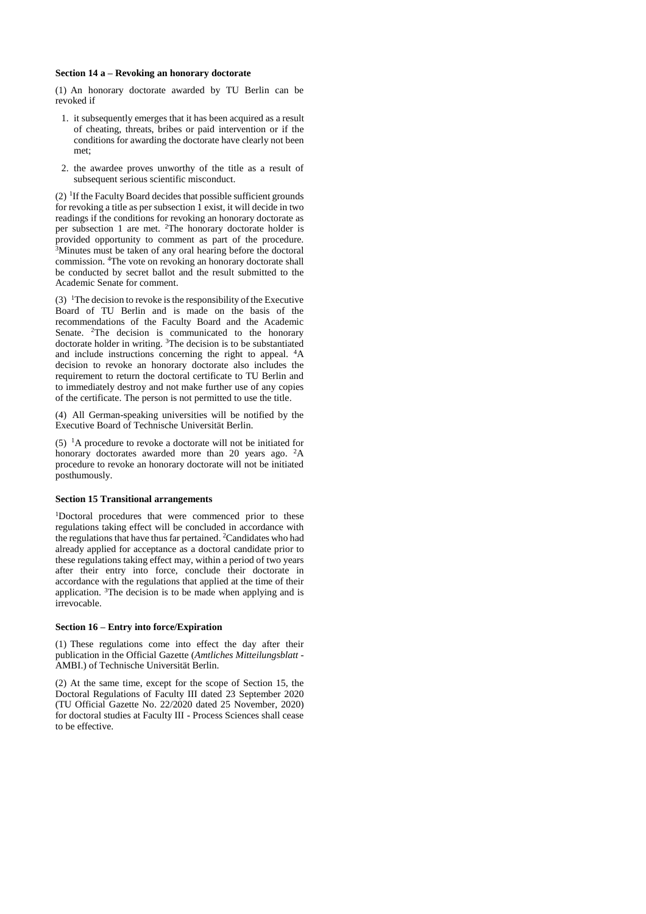**Section 14 a – Revoking an honorary doctorate**

(1) An honorary doctorate awarded by TU Berlin can be revoked if

1. it subsequently emerges that it has been acquired as a result of cheating, threats, bribes or paid intervention or if the conditions for awarding the doctorate have clearly not been met;
2. the awardee proves unworthy of the title as a result of subsequent serious scientific misconduct.

(2) [1]If the Faculty Board decides that possible sufficient grounds for revoking a title as per subsection 1 exist, it will decide in two readings if the conditions for revoking an honorary doctorate as per subsection 1 are met. [2]The honorary doctorate holder is provided opportunity to comment as part of the procedure. [3]Minutes must be taken of any oral hearing before the doctoral commission. [4]The vote on revoking an honorary doctorate shall be conducted by secret ballot and the result submitted to the Academic Senate for comment.

(3) [1]The decision to revoke is the responsibility of the Executive Board of TU Berlin and is made on the basis of the recommendations of the Faculty Board and the Academic Senate. [2]The decision is communicated to the honorary doctorate holder in writing. [3]The decision is to be substantiated and include instructions concerning the right to appeal. [4]A decision to revoke an honorary doctorate also includes the requirement to return the doctoral certificate to TU Berlin and to immediately destroy and not make further use of any copies of the certificate. The person is not permitted to use the title.

(4) All German-speaking universities will be notified by the Executive Board of Technische Universität Berlin.

(5) [1]A procedure to revoke a doctorate will not be initiated for honorary doctorates awarded more than 20 years ago. [2]A procedure to revoke an honorary doctorate will not be initiated posthumously.

**Section 15 Transitional arrangements**

[1]Doctoral procedures that were commenced prior to these regulations taking effect will be concluded in accordance with the regulations that have thus far pertained. [2]Candidates who had already applied for acceptance as a doctoral candidate prior to these regulations taking effect may, within a period of two years after their entry into force, conclude their doctorate in accordance with the regulations that applied at the time of their application. [3]The decision is to be made when applying and is irrevocable.

**Section 16 – Entry into force/Expiration**

(1) These regulations come into effect the day after their publication in the Official Gazette (*Amtliches Mitteilungsblatt* - AMBI.) of Technische Universität Berlin.

(2) At the same time, except for the scope of Section 15, the Doctoral Regulations of Faculty III dated 23 September 2020 (TU Official Gazette No. 22/2020 dated 25 November, 2020) for doctoral studies at Faculty III - Process Sciences shall cease to be effective.